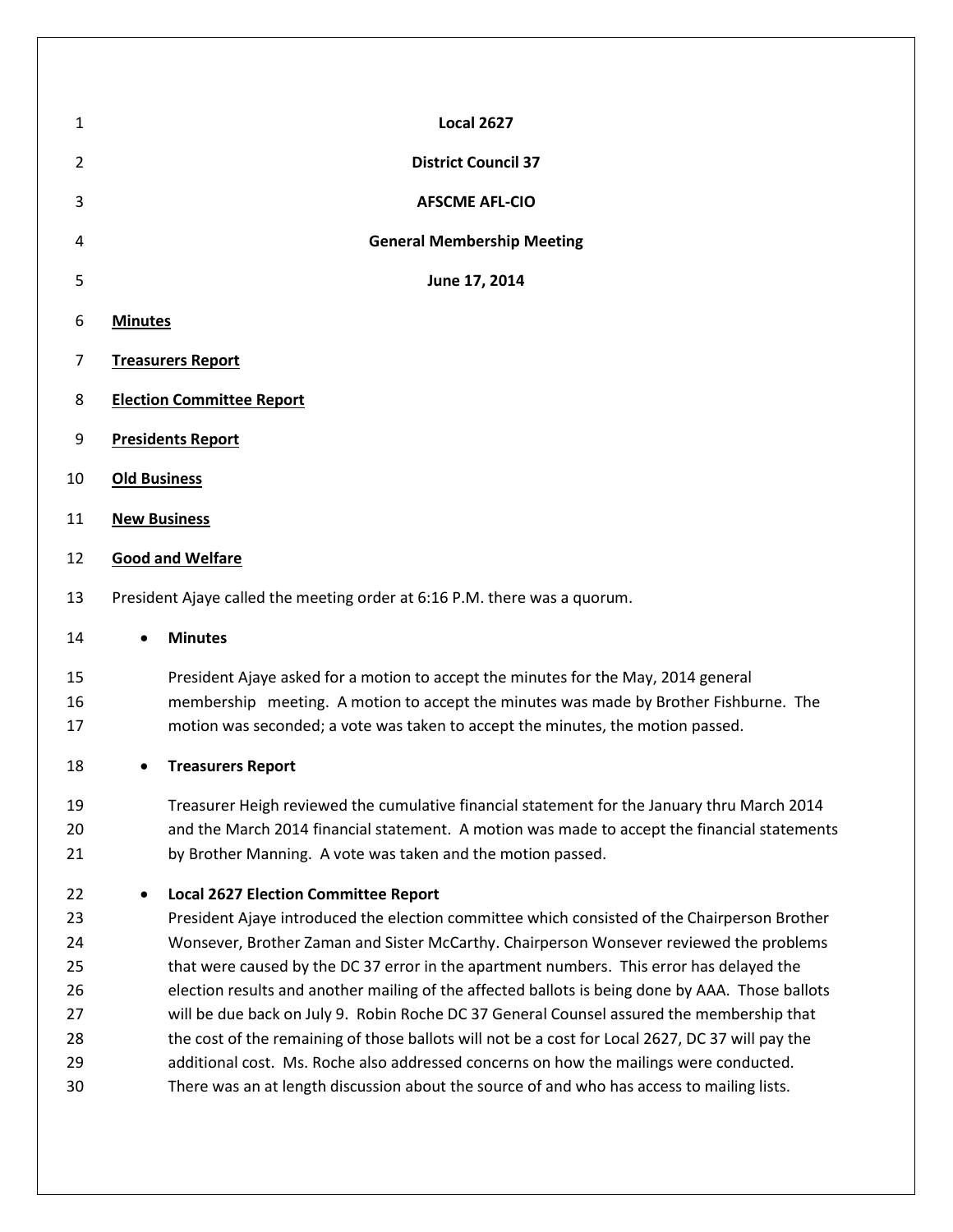**Local 2627**

**District Council 37**

**AFSCME AFL-CIO**

**General Membership Meeting**

**June 17, 2014**

**Minutes**

**Treasurers Report**

**Election Committee Report**

**Presidents Report**

**Old Business**

**New Business**

**Good and Welfare**

President Ajaye called the meeting order at 6:16 P.M. there was a quorum.

- **Minutes**

  President Ajaye asked for a motion to accept the minutes for the May, 2014 general membership meeting. A motion to accept the minutes was made by Brother Fishburne. The motion was seconded; a vote was taken to accept the minutes, the motion passed.

- **Treasurers Report**

  Treasurer Heigh reviewed the cumulative financial statement for the January thru March 2014 and the March 2014 financial statement. A motion was made to accept the financial statements by Brother Manning. A vote was taken and the motion passed.

- **Local 2627 Election Committee Report**

  President Ajaye introduced the election committee which consisted of the Chairperson Brother Wonsever, Brother Zaman and Sister McCarthy. Chairperson Wonsever reviewed the problems that were caused by the DC 37 error in the apartment numbers. This error has delayed the election results and another mailing of the affected ballots is being done by AAA. Those ballots will be due back on July 9. Robin Roche DC 37 General Counsel assured the membership that the cost of the remaining of those ballots will not be a cost for Local 2627, DC 37 will pay the additional cost. Ms. Roche also addressed concerns on how the mailings were conducted. There was an at length discussion about the source of and who has access to mailing lists.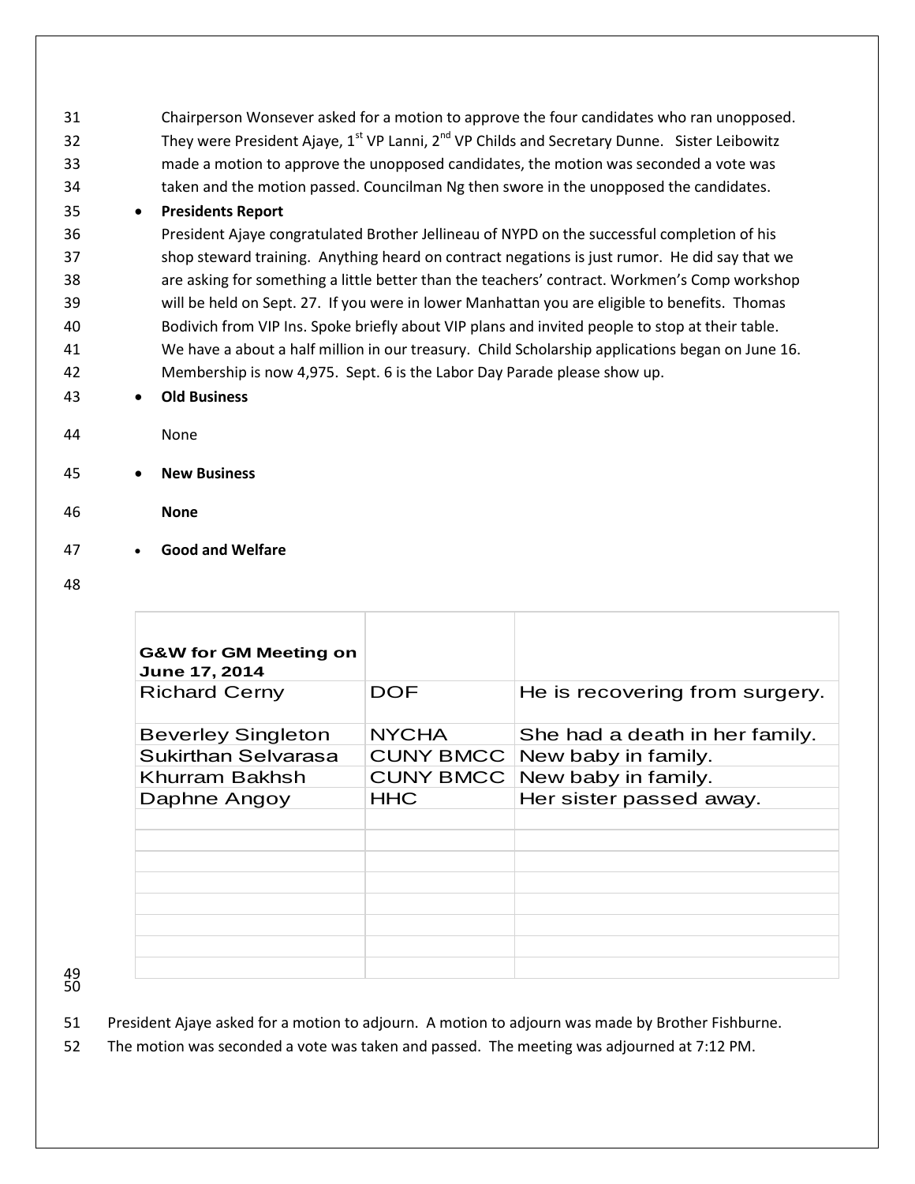Chairperson Wonsever asked for a motion to approve the four candidates who ran unopposed. They were President Ajaye, 1st VP Lanni, 2nd VP Childs and Secretary Dunne. Sister Leibowitz made a motion to approve the unopposed candidates, the motion was seconded a vote was taken and the motion passed. Councilman Ng then swore in the unopposed the candidates.

- **Presidents Report**

  President Ajaye congratulated Brother Jellineau of NYPD on the successful completion of his shop steward training. Anything heard on contract negations is just rumor. He did say that we are asking for something a little better than the teachers' contract. Workmen's Comp workshop will be held on Sept. 27. If you were in lower Manhattan you are eligible to benefits. Thomas Bodivich from VIP Ins. Spoke briefly about VIP plans and invited people to stop at their table. We have a about a half million in our treasury. Child Scholarship applications began on June 16. Membership is now 4,975. Sept. 6 is the Labor Day Parade please show up.

- **Old Business**

  None

- **New Business**

  **None**

- **Good and Welfare**

| **G&W for GM Meeting on June 17, 2014** | | |
|---|---|---|
| Richard Cerny | DOF | He is recovering from surgery. |
| Beverley Singleton | NYCHA | She had a death in her family. |
| Sukirthan Selvarasa | CUNY BMCC | New baby in family. |
| Khurram Bakhsh | CUNY BMCC | New baby in family. |
| Daphne Angoy | HHC | Her sister passed away. |
| | | |
| | | |
| | | |
| | | |
| | | |
| | | |
| | | |
| | | |

President Ajaye asked for a motion to adjourn. A motion to adjourn was made by Brother Fishburne. The motion was seconded a vote was taken and passed. The meeting was adjourned at 7:12 PM.